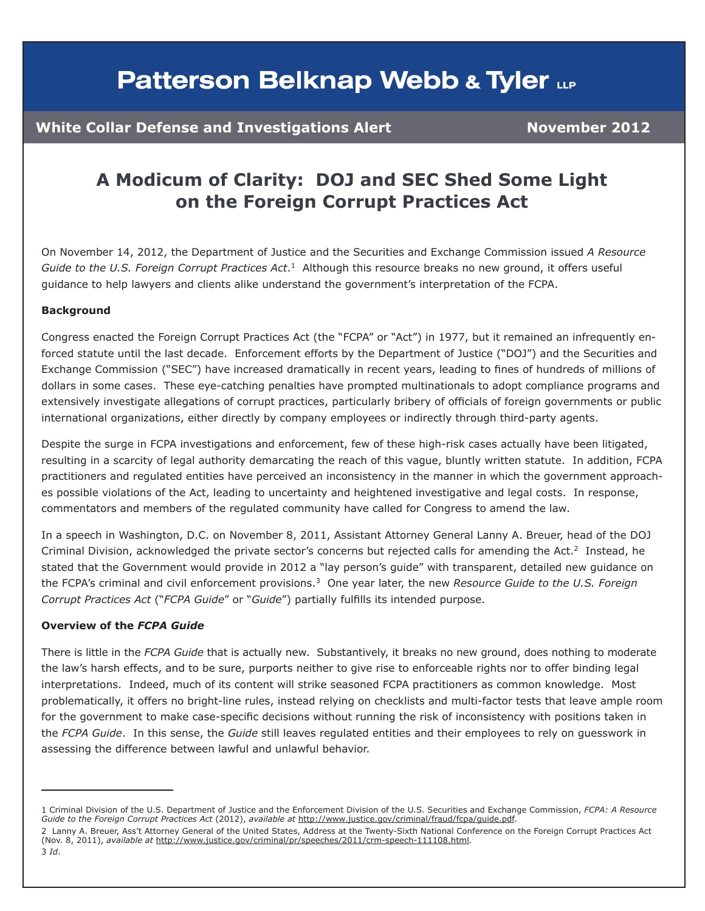# Patterson Belknap Webb & Tyler LLP

**White Collar Defense and Investigations Alert** **November 2012**

## A Modicum of Clarity: DOJ and SEC Shed Some Light on the Foreign Corrupt Practices Act

On November 14, 2012, the Department of Justice and the Securities and Exchange Commission issued *A Resource Guide to the U.S. Foreign Corrupt Practices Act*.[1] Although this resource breaks no new ground, it offers useful guidance to help lawyers and clients alike understand the government's interpretation of the FCPA.

**Background**

Congress enacted the Foreign Corrupt Practices Act (the "FCPA" or "Act") in 1977, but it remained an infrequently enforced statute until the last decade. Enforcement efforts by the Department of Justice ("DOJ") and the Securities and Exchange Commission ("SEC") have increased dramatically in recent years, leading to fines of hundreds of millions of dollars in some cases. These eye-catching penalties have prompted multinationals to adopt compliance programs and extensively investigate allegations of corrupt practices, particularly bribery of officials of foreign governments or public international organizations, either directly by company employees or indirectly through third-party agents.

Despite the surge in FCPA investigations and enforcement, few of these high-risk cases actually have been litigated, resulting in a scarcity of legal authority demarcating the reach of this vague, bluntly written statute. In addition, FCPA practitioners and regulated entities have perceived an inconsistency in the manner in which the government approaches possible violations of the Act, leading to uncertainty and heightened investigative and legal costs. In response, commentators and members of the regulated community have called for Congress to amend the law.

In a speech in Washington, D.C. on November 8, 2011, Assistant Attorney General Lanny A. Breuer, head of the DOJ Criminal Division, acknowledged the private sector's concerns but rejected calls for amending the Act.[2] Instead, he stated that the Government would provide in 2012 a "lay person's guide" with transparent, detailed new guidance on the FCPA's criminal and civil enforcement provisions.[3] One year later, the new *Resource Guide to the U.S. Foreign Corrupt Practices Act* ("*FCPA Guide*" or "*Guide*") partially fulfills its intended purpose.

**Overview of the *FCPA Guide***

There is little in the *FCPA Guide* that is actually new. Substantively, it breaks no new ground, does nothing to moderate the law's harsh effects, and to be sure, purports neither to give rise to enforceable rights nor to offer binding legal interpretations. Indeed, much of its content will strike seasoned FCPA practitioners as common knowledge. Most problematically, it offers no bright-line rules, instead relying on checklists and multi-factor tests that leave ample room for the government to make case-specific decisions without running the risk of inconsistency with positions taken in the *FCPA Guide*. In this sense, the *Guide* still leaves regulated entities and their employees to rely on guesswork in assessing the difference between lawful and unlawful behavior.

---

1 Criminal Division of the U.S. Department of Justice and the Enforcement Division of the U.S. Securities and Exchange Commission, *FCPA: A Resource Guide to the Foreign Corrupt Practices Act* (2012), *available at* http://www.justice.gov/criminal/fraud/fcpa/guide.pdf.

2 Lanny A. Breuer, Ass't Attorney General of the United States, Address at the Twenty-Sixth National Conference on the Foreign Corrupt Practices Act (Nov. 8, 2011), *available at* http://www.justice.gov/criminal/pr/speeches/2011/crm-speech-111108.html.

3 *Id*.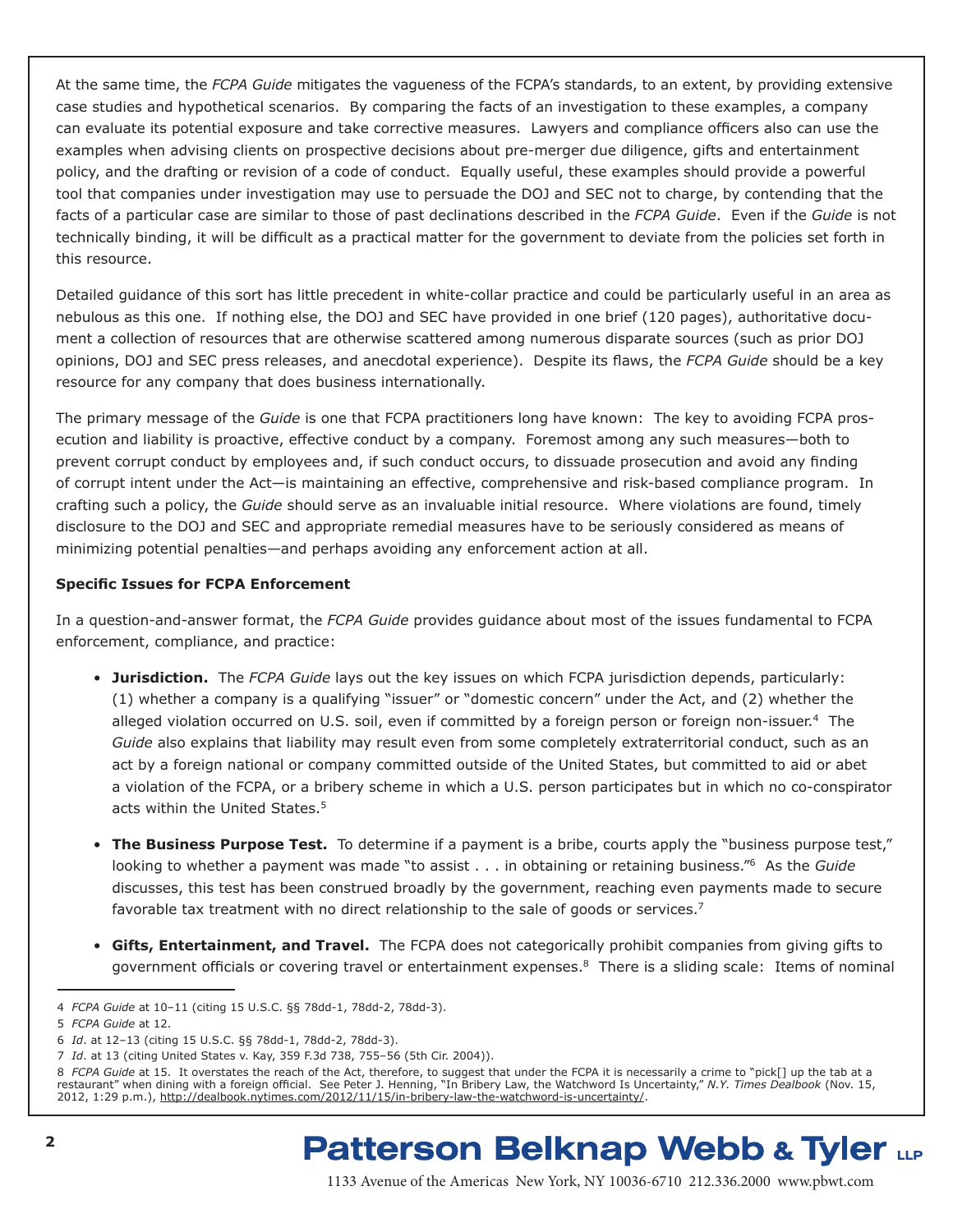At the same time, the *FCPA Guide* mitigates the vagueness of the FCPA's standards, to an extent, by providing extensive case studies and hypothetical scenarios. By comparing the facts of an investigation to these examples, a company can evaluate its potential exposure and take corrective measures. Lawyers and compliance officers also can use the examples when advising clients on prospective decisions about pre-merger due diligence, gifts and entertainment policy, and the drafting or revision of a code of conduct. Equally useful, these examples should provide a powerful tool that companies under investigation may use to persuade the DOJ and SEC not to charge, by contending that the facts of a particular case are similar to those of past declinations described in the *FCPA Guide*. Even if the *Guide* is not technically binding, it will be difficult as a practical matter for the government to deviate from the policies set forth in this resource.

Detailed guidance of this sort has little precedent in white-collar practice and could be particularly useful in an area as nebulous as this one. If nothing else, the DOJ and SEC have provided in one brief (120 pages), authoritative document a collection of resources that are otherwise scattered among numerous disparate sources (such as prior DOJ opinions, DOJ and SEC press releases, and anecdotal experience). Despite its flaws, the *FCPA Guide* should be a key resource for any company that does business internationally.

The primary message of the *Guide* is one that FCPA practitioners long have known: The key to avoiding FCPA prosecution and liability is proactive, effective conduct by a company. Foremost among any such measures—both to prevent corrupt conduct by employees and, if such conduct occurs, to dissuade prosecution and avoid any finding of corrupt intent under the Act—is maintaining an effective, comprehensive and risk-based compliance program. In crafting such a policy, the *Guide* should serve as an invaluable initial resource. Where violations are found, timely disclosure to the DOJ and SEC and appropriate remedial measures have to be seriously considered as means of minimizing potential penalties—and perhaps avoiding any enforcement action at all.

**Specific Issues for FCPA Enforcement**

In a question-and-answer format, the *FCPA Guide* provides guidance about most of the issues fundamental to FCPA enforcement, compliance, and practice:

- **Jurisdiction.** The *FCPA Guide* lays out the key issues on which FCPA jurisdiction depends, particularly: (1) whether a company is a qualifying "issuer" or "domestic concern" under the Act, and (2) whether the alleged violation occurred on U.S. soil, even if committed by a foreign person or foreign non-issuer.[4] The *Guide* also explains that liability may result even from some completely extraterritorial conduct, such as an act by a foreign national or company committed outside of the United States, but committed to aid or abet a violation of the FCPA, or a bribery scheme in which a U.S. person participates but in which no co-conspirator acts within the United States.[5]

- **The Business Purpose Test.** To determine if a payment is a bribe, courts apply the "business purpose test," looking to whether a payment was made "to assist . . . in obtaining or retaining business."[6] As the *Guide* discusses, this test has been construed broadly by the government, reaching even payments made to secure favorable tax treatment with no direct relationship to the sale of goods or services.[7]

- **Gifts, Entertainment, and Travel.** The FCPA does not categorically prohibit companies from giving gifts to government officials or covering travel or entertainment expenses.[8] There is a sliding scale: Items of nominal

---

4 *FCPA Guide* at 10–11 (citing 15 U.S.C. §§ 78dd-1, 78dd-2, 78dd-3).

5 *FCPA Guide* at 12.

6 *Id*. at 12–13 (citing 15 U.S.C. §§ 78dd-1, 78dd-2, 78dd-3).

7 *Id*. at 13 (citing United States v. Kay, 359 F.3d 738, 755–56 (5th Cir. 2004)).

8 *FCPA Guide* at 15. It overstates the reach of the Act, therefore, to suggest that under the FCPA it is necessarily a crime to "pick[] up the tab at a restaurant" when dining with a foreign official. See Peter J. Henning, "In Bribery Law, the Watchword Is Uncertainty," *N.Y. Times Dealbook* (Nov. 15, 2012, 1:29 p.m.), http://dealbook.nytimes.com/2012/11/15/in-bribery-law-the-watchword-is-uncertainty/.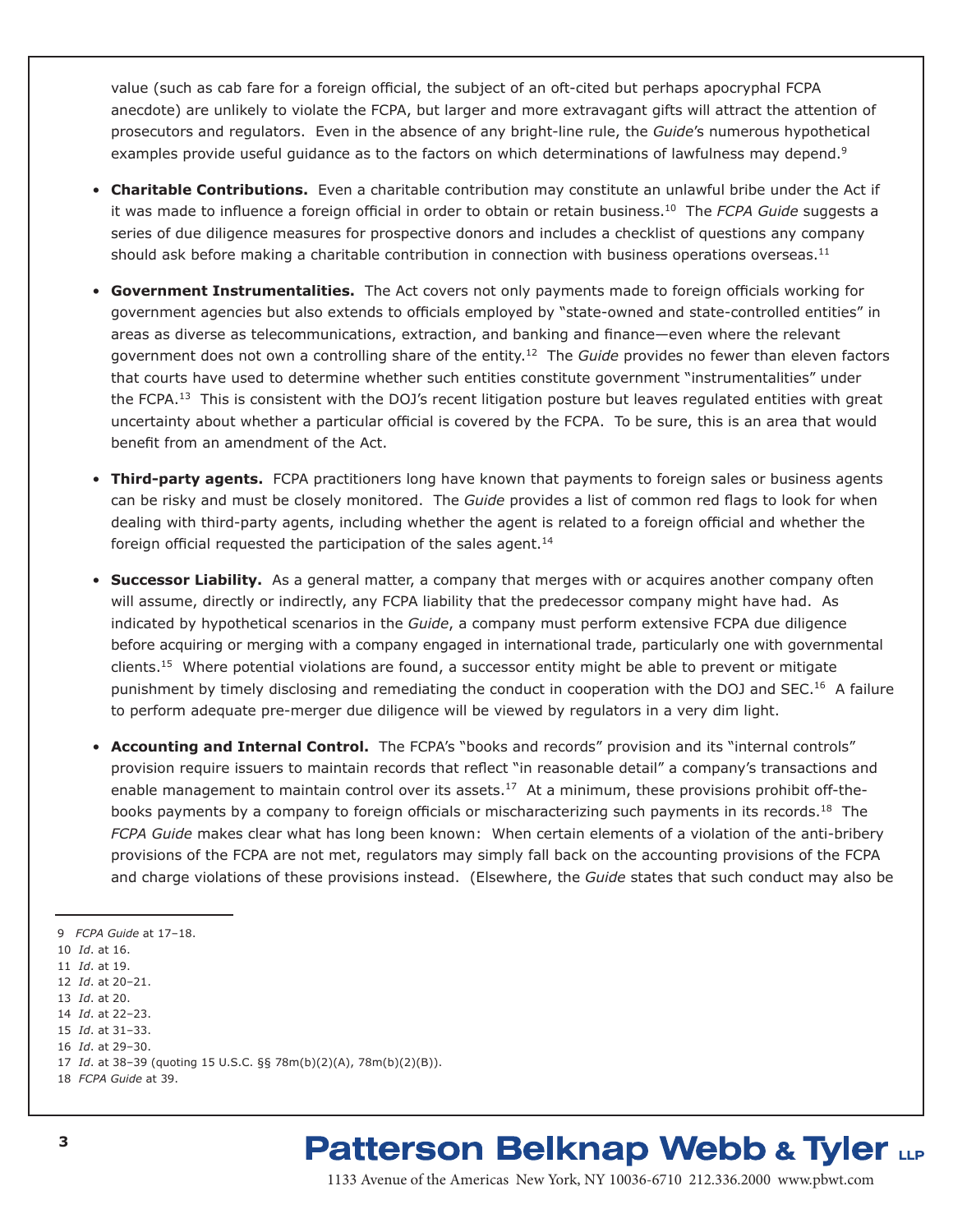value (such as cab fare for a foreign official, the subject of an oft-cited but perhaps apocryphal FCPA anecdote) are unlikely to violate the FCPA, but larger and more extravagant gifts will attract the attention of prosecutors and regulators. Even in the absence of any bright-line rule, the *Guide*'s numerous hypothetical examples provide useful guidance as to the factors on which determinations of lawfulness may depend.[9]

- **Charitable Contributions.** Even a charitable contribution may constitute an unlawful bribe under the Act if it was made to influence a foreign official in order to obtain or retain business.[10] The *FCPA Guide* suggests a series of due diligence measures for prospective donors and includes a checklist of questions any company should ask before making a charitable contribution in connection with business operations overseas.[11]

- **Government Instrumentalities.** The Act covers not only payments made to foreign officials working for government agencies but also extends to officials employed by "state-owned and state-controlled entities" in areas as diverse as telecommunications, extraction, and banking and finance—even where the relevant government does not own a controlling share of the entity.[12] The *Guide* provides no fewer than eleven factors that courts have used to determine whether such entities constitute government "instrumentalities" under the FCPA.[13] This is consistent with the DOJ's recent litigation posture but leaves regulated entities with great uncertainty about whether a particular official is covered by the FCPA. To be sure, this is an area that would benefit from an amendment of the Act.

- **Third-party agents.** FCPA practitioners long have known that payments to foreign sales or business agents can be risky and must be closely monitored. The *Guide* provides a list of common red flags to look for when dealing with third-party agents, including whether the agent is related to a foreign official and whether the foreign official requested the participation of the sales agent.[14]

- **Successor Liability.** As a general matter, a company that merges with or acquires another company often will assume, directly or indirectly, any FCPA liability that the predecessor company might have had. As indicated by hypothetical scenarios in the *Guide*, a company must perform extensive FCPA due diligence before acquiring or merging with a company engaged in international trade, particularly one with governmental clients.[15] Where potential violations are found, a successor entity might be able to prevent or mitigate punishment by timely disclosing and remediating the conduct in cooperation with the DOJ and SEC.[16] A failure to perform adequate pre-merger due diligence will be viewed by regulators in a very dim light.

- **Accounting and Internal Control.** The FCPA's "books and records" provision and its "internal controls" provision require issuers to maintain records that reflect "in reasonable detail" a company's transactions and enable management to maintain control over its assets.[17] At a minimum, these provisions prohibit off-the-books payments by a company to foreign officials or mischaracterizing such payments in its records.[18] The *FCPA Guide* makes clear what has long been known: When certain elements of a violation of the anti-bribery provisions of the FCPA are not met, regulators may simply fall back on the accounting provisions of the FCPA and charge violations of these provisions instead. (Elsewhere, the *Guide* states that such conduct may also be

---

9 *FCPA Guide* at 17–18.
10 *Id*. at 16.
11 *Id*. at 19.
12 *Id*. at 20–21.
13 *Id*. at 20.
14 *Id*. at 22–23.
15 *Id*. at 31–33.
16 *Id*. at 29–30.
17 *Id*. at 38–39 (quoting 15 U.S.C. §§ 78m(b)(2)(A), 78m(b)(2)(B)).
18 *FCPA Guide* at 39.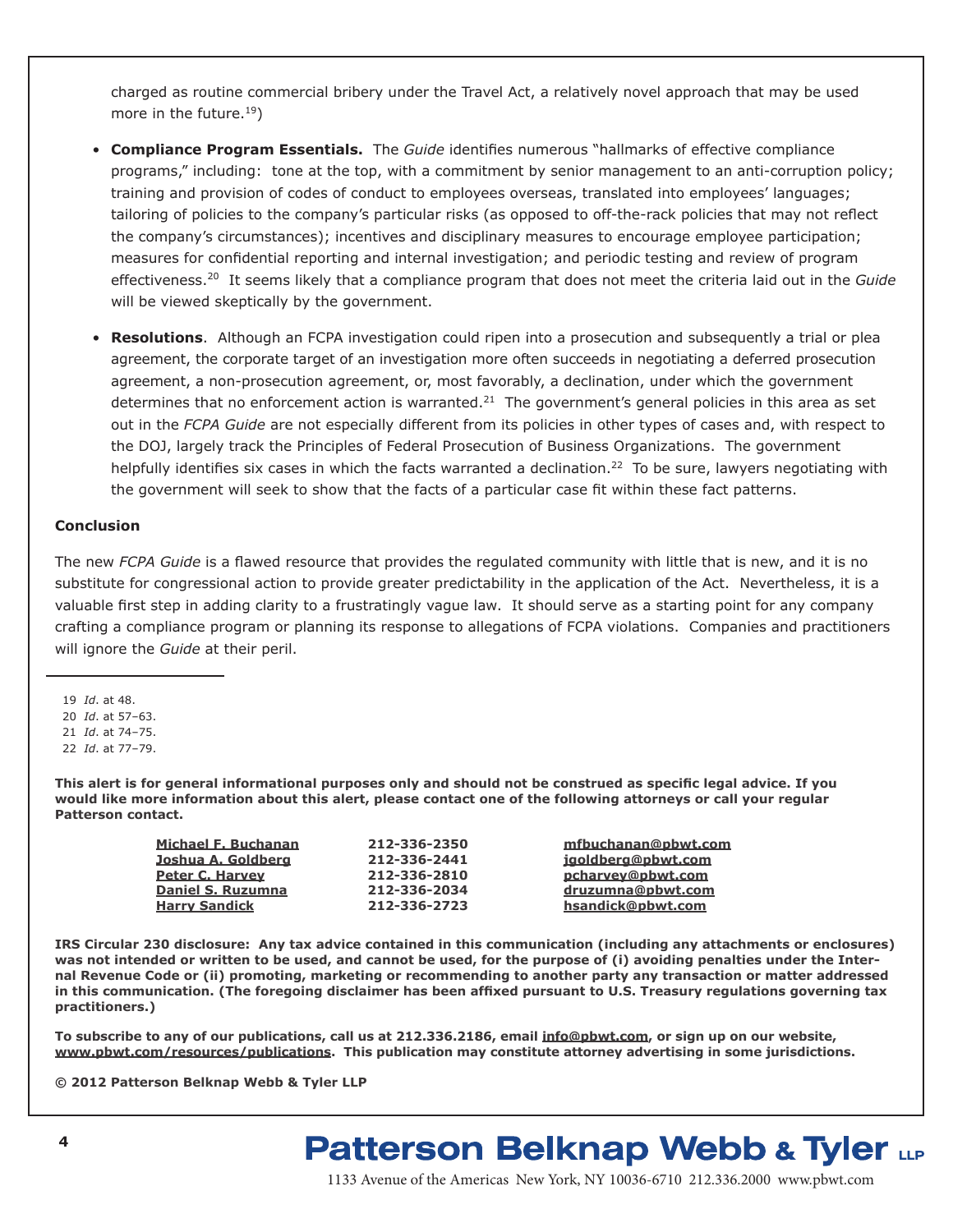charged as routine commercial bribery under the Travel Act, a relatively novel approach that may be used more in the future.[19])

- **Compliance Program Essentials.** The *Guide* identifies numerous "hallmarks of effective compliance programs," including: tone at the top, with a commitment by senior management to an anti-corruption policy; training and provision of codes of conduct to employees overseas, translated into employees' languages; tailoring of policies to the company's particular risks (as opposed to off-the-rack policies that may not reflect the company's circumstances); incentives and disciplinary measures to encourage employee participation; measures for confidential reporting and internal investigation; and periodic testing and review of program effectiveness.[20] It seems likely that a compliance program that does not meet the criteria laid out in the *Guide* will be viewed skeptically by the government.

- **Resolutions**. Although an FCPA investigation could ripen into a prosecution and subsequently a trial or plea agreement, the corporate target of an investigation more often succeeds in negotiating a deferred prosecution agreement, a non-prosecution agreement, or, most favorably, a declination, under which the government determines that no enforcement action is warranted.[21] The government's general policies in this area as set out in the *FCPA Guide* are not especially different from its policies in other types of cases and, with respect to the DOJ, largely track the Principles of Federal Prosecution of Business Organizations. The government helpfully identifies six cases in which the facts warranted a declination.[22] To be sure, lawyers negotiating with the government will seek to show that the facts of a particular case fit within these fact patterns.

**Conclusion**

The new *FCPA Guide* is a flawed resource that provides the regulated community with little that is new, and it is no substitute for congressional action to provide greater predictability in the application of the Act. Nevertheless, it is a valuable first step in adding clarity to a frustratingly vague law. It should serve as a starting point for any company crafting a compliance program or planning its response to allegations of FCPA violations. Companies and practitioners will ignore the *Guide* at their peril.

---

19 *Id*. at 48.
20 *Id*. at 57–63.
21 *Id*. at 74–75.
22 *Id*. at 77–79.

**This alert is for general informational purposes only and should not be construed as specific legal advice. If you would like more information about this alert, please contact one of the following attorneys or call your regular Patterson contact.**

| | | |
|---|---|---|
| Michael F. Buchanan | 212-336-2350 | mfbuchanan@pbwt.com |
| Joshua A. Goldberg | 212-336-2441 | jgoldberg@pbwt.com |
| Peter C. Harvey | 212-336-2810 | pcharvey@pbwt.com |
| Daniel S. Ruzumna | 212-336-2034 | druzumna@pbwt.com |
| Harry Sandick | 212-336-2723 | hsandick@pbwt.com |

**IRS Circular 230 disclosure: Any tax advice contained in this communication (including any attachments or enclosures) was not intended or written to be used, and cannot be used, for the purpose of (i) avoiding penalties under the Internal Revenue Code or (ii) promoting, marketing or recommending to another party any transaction or matter addressed in this communication. (The foregoing disclaimer has been affixed pursuant to U.S. Treasury regulations governing tax practitioners.)**

**To subscribe to any of our publications, call us at 212.336.2186, email info@pbwt.com, or sign up on our website, www.pbwt.com/resources/publications. This publication may constitute attorney advertising in some jurisdictions.**

**© 2012 Patterson Belknap Webb & Tyler LLP**

**Patterson Belknap Webb & Tyler LLP**

1133 Avenue of the Americas New York, NY 10036-6710 212.336.2000 www.pbwt.com